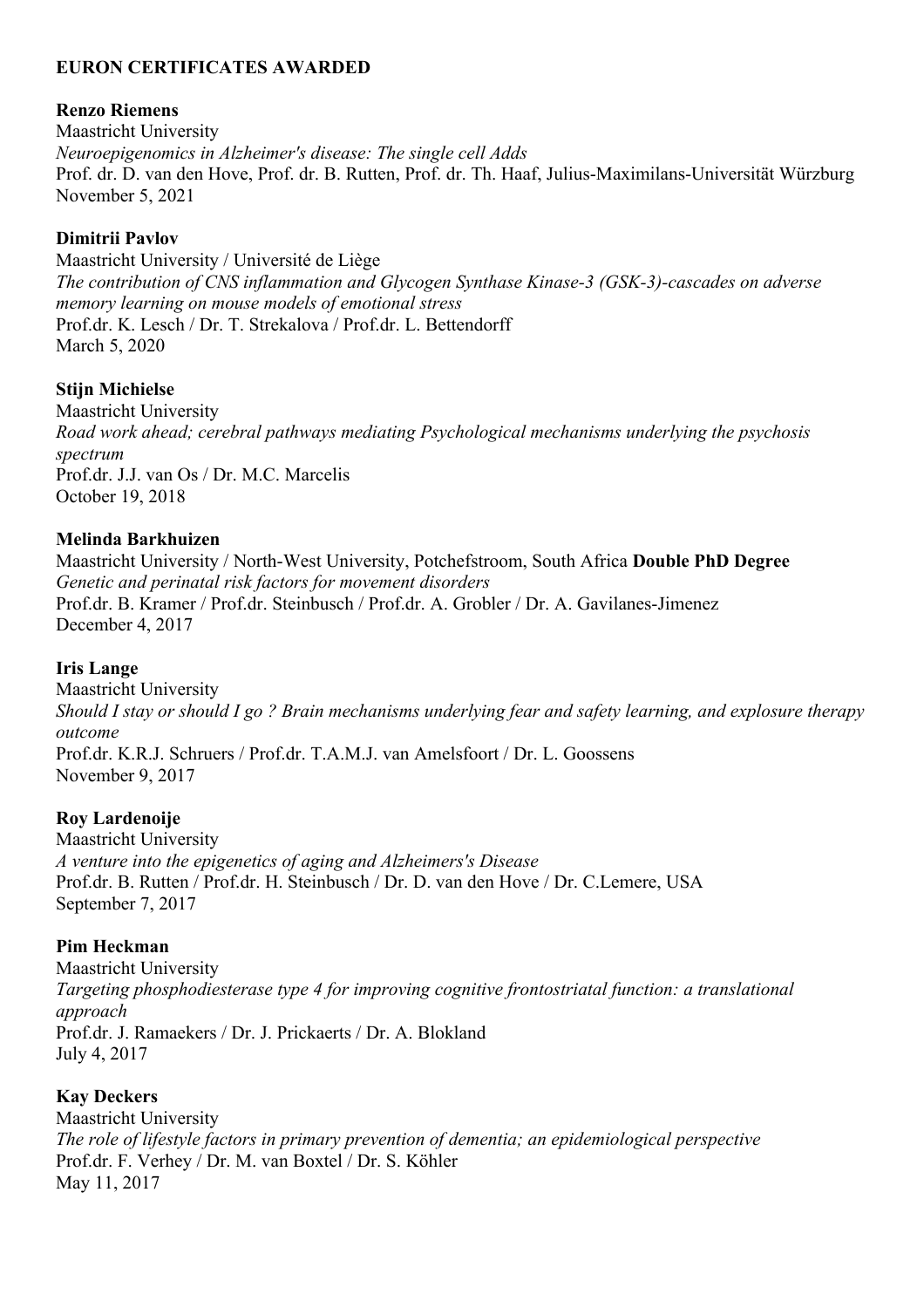## EURON CERTIFICATES AWARDED

**Renzo Riemens**
Maastricht University
*Neuroepigenomics in Alzheimer's disease: The single cell Adds*
Prof. dr. D. van den Hove, Prof. dr. B. Rutten, Prof. dr. Th. Haaf, Julius-Maximilans-Universität Würzburg
November 5, 2021

**Dimitrii Pavlov**
Maastricht University / Université de Liège
*The contribution of CNS inflammation and Glycogen Synthase Kinase-3 (GSK-3)-cascades on adverse memory learning on mouse models of emotional stress*
Prof.dr. K. Lesch / Dr. T. Strekalova / Prof.dr. L. Bettendorff
March 5, 2020

**Stijn Michielse**
Maastricht University
*Road work ahead; cerebral pathways mediating Psychological mechanisms underlying the psychosis spectrum*
Prof.dr. J.J. van Os / Dr. M.C. Marcelis
October 19, 2018

**Melinda Barkhuizen**
Maastricht University / North-West University, Potchefstroom, South Africa **Double PhD Degree**
*Genetic and perinatal risk factors for movement disorders*
Prof.dr. B. Kramer / Prof.dr. Steinbusch / Prof.dr. A. Grobler / Dr. A. Gavilanes-Jimenez
December 4, 2017

**Iris Lange**
Maastricht University
*Should I stay or should I go ? Brain mechanisms underlying fear and safety learning, and explosure therapy outcome*
Prof.dr. K.R.J. Schruers / Prof.dr. T.A.M.J. van Amelsfoort / Dr. L. Goossens
November 9, 2017

**Roy Lardenoije**
Maastricht University
*A venture into the epigenetics of aging and Alzheimers's Disease*
Prof.dr. B. Rutten / Prof.dr. H. Steinbusch / Dr. D. van den Hove / Dr. C.Lemere, USA
September 7, 2017

**Pim Heckman**
Maastricht University
*Targeting phosphodiesterase type 4 for improving cognitive frontostriatal function: a translational approach*
Prof.dr. J. Ramaekers / Dr. J. Prickaerts / Dr. A. Blokland
July 4, 2017

**Kay Deckers**
Maastricht University
*The role of lifestyle factors in primary prevention of dementia; an epidemiological perspective*
Prof.dr. F. Verhey / Dr. M. van Boxtel / Dr. S. Köhler
May 11, 2017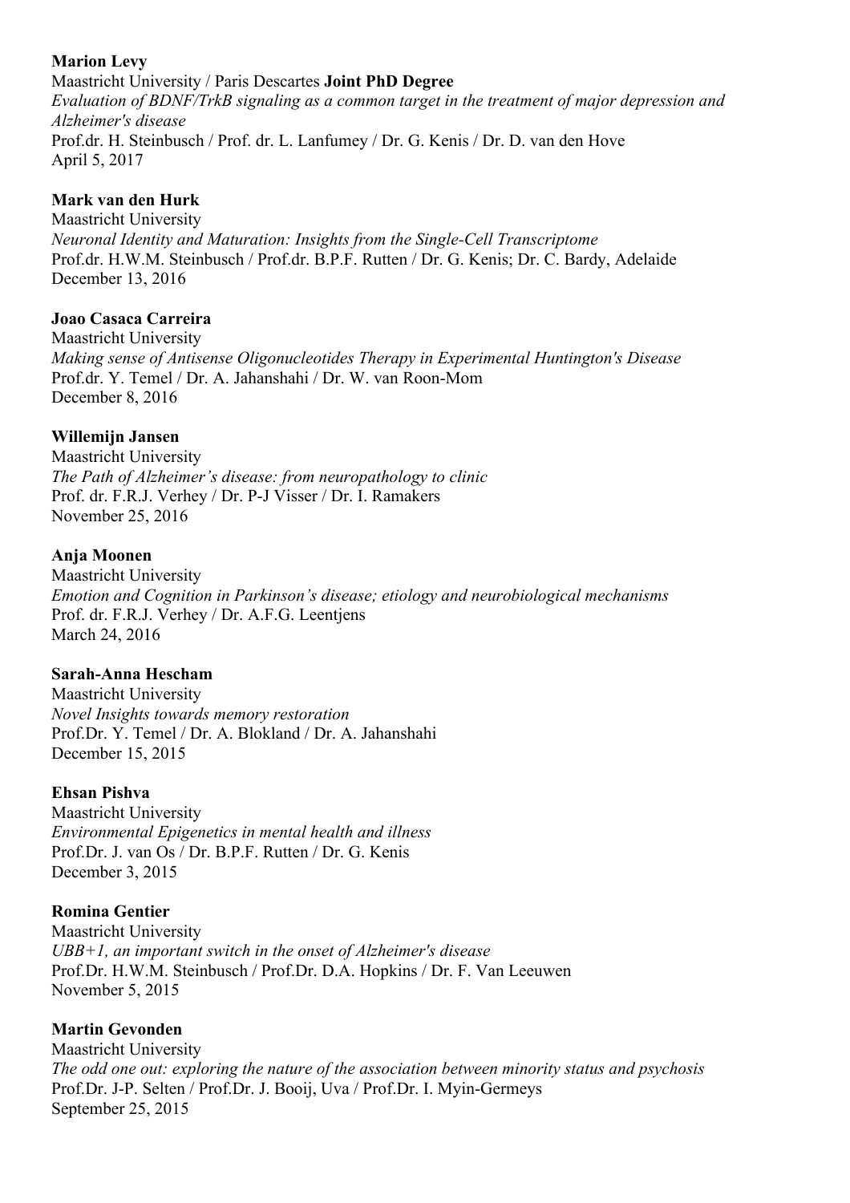**Marion Levy**
Maastricht University / Paris Descartes **Joint PhD Degree**
*Evaluation of BDNF/TrkB signaling as a common target in the treatment of major depression and Alzheimer's disease*
Prof.dr. H. Steinbusch / Prof. dr. L. Lanfumey / Dr. G. Kenis / Dr. D. van den Hove
April 5, 2017

**Mark van den Hurk**
Maastricht University
*Neuronal Identity and Maturation: Insights from the Single-Cell Transcriptome*
Prof.dr. H.W.M. Steinbusch / Prof.dr. B.P.F. Rutten / Dr. G. Kenis; Dr. C. Bardy, Adelaide
December 13, 2016

**Joao Casaca Carreira**
Maastricht University
*Making sense of Antisense Oligonucleotides Therapy in Experimental Huntington's Disease*
Prof.dr. Y. Temel / Dr. A. Jahanshahi / Dr. W. van Roon-Mom
December 8, 2016

**Willemijn Jansen**
Maastricht University
*The Path of Alzheimer's disease: from neuropathology to clinic*
Prof. dr. F.R.J. Verhey / Dr. P-J Visser / Dr. I. Ramakers
November 25, 2016

**Anja Moonen**
Maastricht University
*Emotion and Cognition in Parkinson's disease; etiology and neurobiological mechanisms*
Prof. dr. F.R.J. Verhey / Dr. A.F.G. Leentjens
March 24, 2016

**Sarah-Anna Hescham**
Maastricht University
*Novel Insights towards memory restoration*
Prof.Dr. Y. Temel / Dr. A. Blokland / Dr. A. Jahanshahi
December 15, 2015

**Ehsan Pishva**
Maastricht University
*Environmental Epigenetics in mental health and illness*
Prof.Dr. J. van Os / Dr. B.P.F. Rutten / Dr. G. Kenis
December 3, 2015

**Romina Gentier**
Maastricht University
*UBB+1, an important switch in the onset of Alzheimer's disease*
Prof.Dr. H.W.M. Steinbusch / Prof.Dr. D.A. Hopkins / Dr. F. Van Leeuwen
November 5, 2015

**Martin Gevonden**
Maastricht University
*The odd one out: exploring the nature of the association between minority status and psychosis*
Prof.Dr. J-P. Selten / Prof.Dr. J. Booij, Uva / Prof.Dr. I. Myin-Germeys
September 25, 2015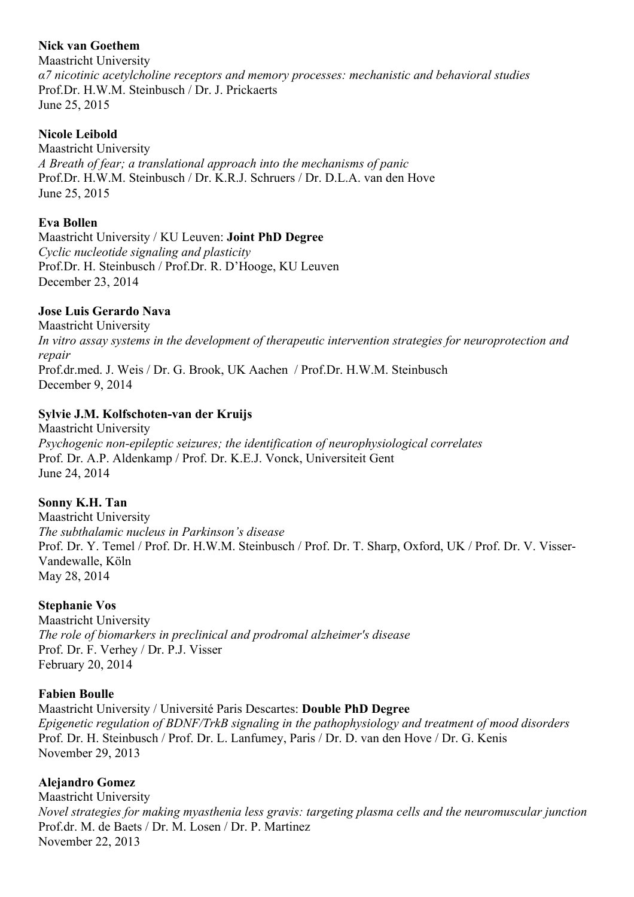**Nick van Goethem**
Maastricht University
*α7 nicotinic acetylcholine receptors and memory processes: mechanistic and behavioral studies*
Prof.Dr. H.W.M. Steinbusch / Dr. J. Prickaerts
June 25, 2015

**Nicole Leibold**
Maastricht University
*A Breath of fear; a translational approach into the mechanisms of panic*
Prof.Dr. H.W.M. Steinbusch / Dr. K.R.J. Schruers / Dr. D.L.A. van den Hove
June 25, 2015

**Eva Bollen**
Maastricht University / KU Leuven: **Joint PhD Degree**
*Cyclic nucleotide signaling and plasticity*
Prof.Dr. H. Steinbusch / Prof.Dr. R. D'Hooge, KU Leuven
December 23, 2014

**Jose Luis Gerardo Nava**
Maastricht University
*In vitro assay systems in the development of therapeutic intervention strategies for neuroprotection and repair*
Prof.dr.med. J. Weis / Dr. G. Brook, UK Aachen / Prof.Dr. H.W.M. Steinbusch
December 9, 2014

**Sylvie J.M. Kolfschoten-van der Kruijs**
Maastricht University
*Psychogenic non-epileptic seizures; the identification of neurophysiological correlates*
Prof. Dr. A.P. Aldenkamp / Prof. Dr. K.E.J. Vonck, Universiteit Gent
June 24, 2014

**Sonny K.H. Tan**
Maastricht University
*The subthalamic nucleus in Parkinson's disease*
Prof. Dr. Y. Temel / Prof. Dr. H.W.M. Steinbusch / Prof. Dr. T. Sharp, Oxford, UK / Prof. Dr. V. Visser-Vandewalle, Köln
May 28, 2014

**Stephanie Vos**
Maastricht University
*The role of biomarkers in preclinical and prodromal alzheimer's disease*
Prof. Dr. F. Verhey / Dr. P.J. Visser
February 20, 2014

**Fabien Boulle**
Maastricht University / Université Paris Descartes: **Double PhD Degree**
*Epigenetic regulation of BDNF/TrkB signaling in the pathophysiology and treatment of mood disorders*
Prof. Dr. H. Steinbusch / Prof. Dr. L. Lanfumey, Paris / Dr. D. van den Hove / Dr. G. Kenis
November 29, 2013

**Alejandro Gomez**
Maastricht University
*Novel strategies for making myasthenia less gravis: targeting plasma cells and the neuromuscular junction*
Prof.dr. M. de Baets / Dr. M. Losen / Dr. P. Martinez
November 22, 2013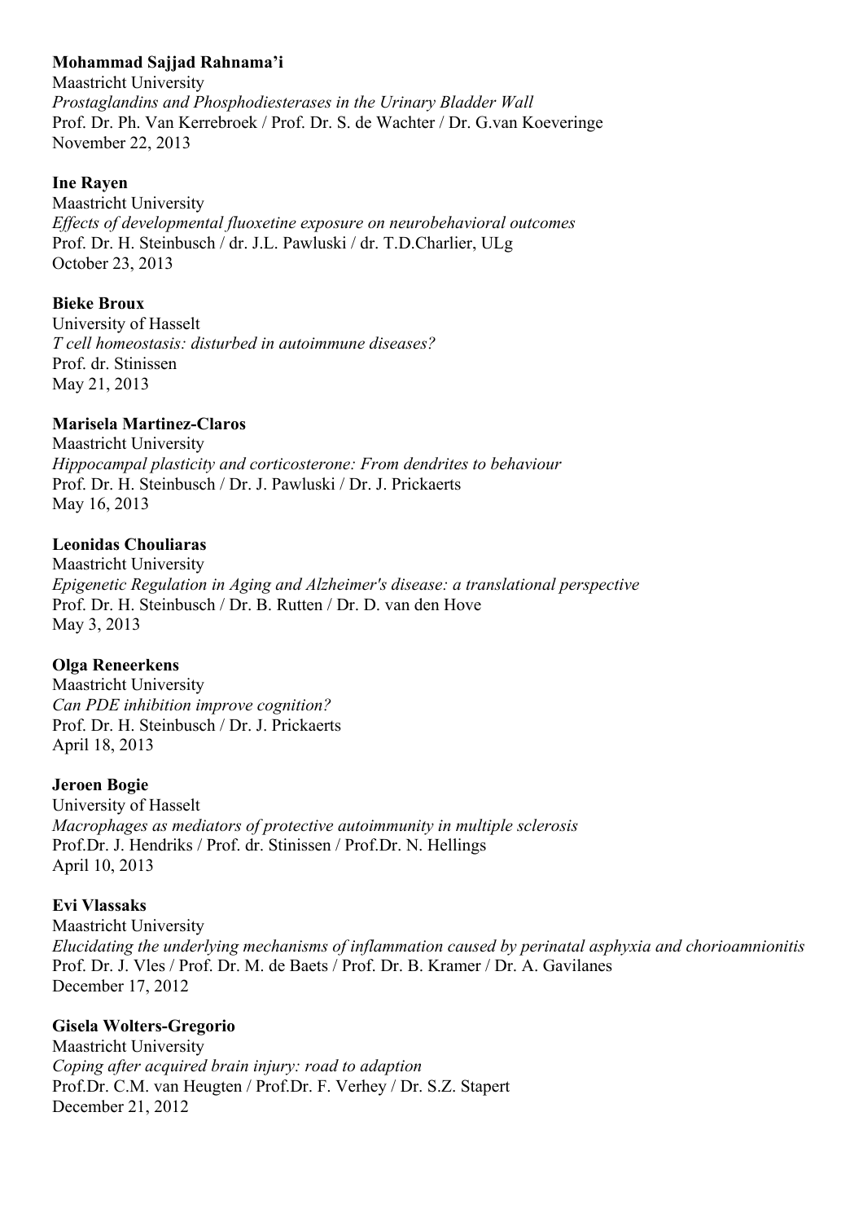**Mohammad Sajjad Rahnama'i**
Maastricht University
*Prostaglandins and Phosphodiesterases in the Urinary Bladder Wall*
Prof. Dr. Ph. Van Kerrebroek / Prof. Dr. S. de Wachter / Dr. G.van Koeveringe
November 22, 2013

**Ine Rayen**
Maastricht University
*Effects of developmental fluoxetine exposure on neurobehavioral outcomes*
Prof. Dr. H. Steinbusch / dr. J.L. Pawluski / dr. T.D.Charlier, ULg
October 23, 2013

**Bieke Broux**
University of Hasselt
*T cell homeostasis: disturbed in autoimmune diseases?*
Prof. dr. Stinissen
May 21, 2013

**Marisela Martinez-Claros**
Maastricht University
*Hippocampal plasticity and corticosterone: From dendrites to behaviour*
Prof. Dr. H. Steinbusch / Dr. J. Pawluski / Dr. J. Prickaerts
May 16, 2013

**Leonidas Chouliaras**
Maastricht University
*Epigenetic Regulation in Aging and Alzheimer's disease: a translational perspective*
Prof. Dr. H. Steinbusch / Dr. B. Rutten / Dr. D. van den Hove
May 3, 2013

**Olga Reneerkens**
Maastricht University
*Can PDE inhibition improve cognition?*
Prof. Dr. H. Steinbusch / Dr. J. Prickaerts
April 18, 2013

**Jeroen Bogie**
University of Hasselt
*Macrophages as mediators of protective autoimmunity in multiple sclerosis*
Prof.Dr. J. Hendriks / Prof. dr. Stinissen / Prof.Dr. N. Hellings
April 10, 2013

**Evi Vlassaks**
Maastricht University
*Elucidating the underlying mechanisms of inflammation caused by perinatal asphyxia and chorioamnionitis*
Prof. Dr. J. Vles / Prof. Dr. M. de Baets / Prof. Dr. B. Kramer / Dr. A. Gavilanes
December 17, 2012

**Gisela Wolters-Gregorio**
Maastricht University
*Coping after acquired brain injury: road to adaption*
Prof.Dr. C.M. van Heugten / Prof.Dr. F. Verhey / Dr. S.Z. Stapert
December 21, 2012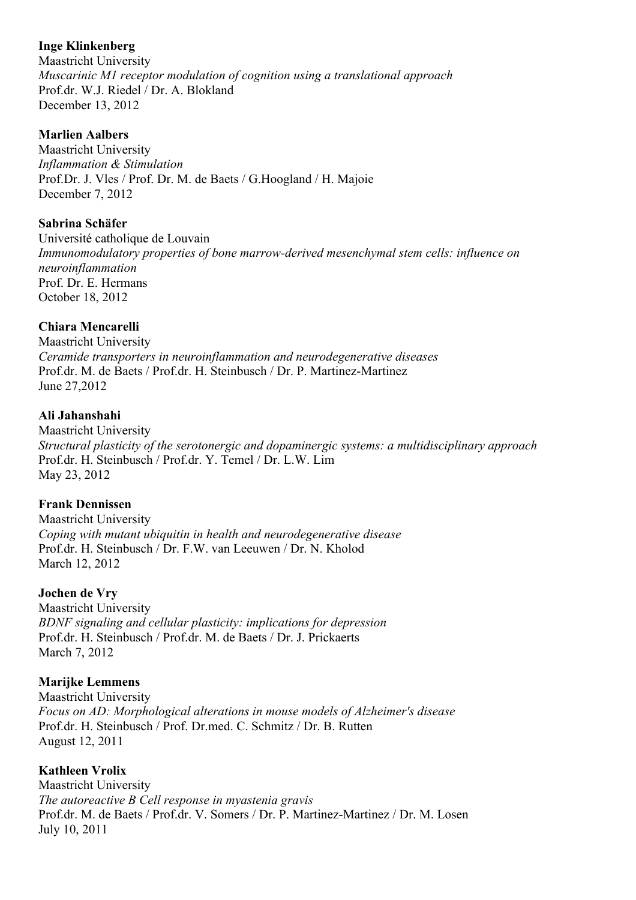**Inge Klinkenberg**
Maastricht University
*Muscarinic M1 receptor modulation of cognition using a translational approach*
Prof.dr. W.J. Riedel / Dr. A. Blokland
December 13, 2012

**Marlien Aalbers**
Maastricht University
*Inflammation & Stimulation*
Prof.Dr. J. Vles / Prof. Dr. M. de Baets / G.Hoogland / H. Majoie
December 7, 2012

**Sabrina Schäfer**
Université catholique de Louvain
*Immunomodulatory properties of bone marrow-derived mesenchymal stem cells: influence on neuroinflammation*
Prof. Dr. E. Hermans
October 18, 2012

**Chiara Mencarelli**
Maastricht University
*Ceramide transporters in neuroinflammation and neurodegenerative diseases*
Prof.dr. M. de Baets / Prof.dr. H. Steinbusch / Dr. P. Martinez-Martinez
June 27,2012

**Ali Jahanshahi**
Maastricht University
*Structural plasticity of the serotonergic and dopaminergic systems: a multidisciplinary approach*
Prof.dr. H. Steinbusch / Prof.dr. Y. Temel / Dr. L.W. Lim
May 23, 2012

**Frank Dennissen**
Maastricht University
*Coping with mutant ubiquitin in health and neurodegenerative disease*
Prof.dr. H. Steinbusch / Dr. F.W. van Leeuwen / Dr. N. Kholod
March 12, 2012

**Jochen de Vry**
Maastricht University
*BDNF signaling and cellular plasticity: implications for depression*
Prof.dr. H. Steinbusch / Prof.dr. M. de Baets / Dr. J. Prickaerts
March 7, 2012

**Marijke Lemmens**
Maastricht University
*Focus on AD: Morphological alterations in mouse models of Alzheimer's disease*
Prof.dr. H. Steinbusch / Prof. Dr.med. C. Schmitz / Dr. B. Rutten
August 12, 2011

**Kathleen Vrolix**
Maastricht University
*The autoreactive B Cell response in myastenia gravis*
Prof.dr. M. de Baets / Prof.dr. V. Somers / Dr. P. Martinez-Martinez / Dr. M. Losen
July 10, 2011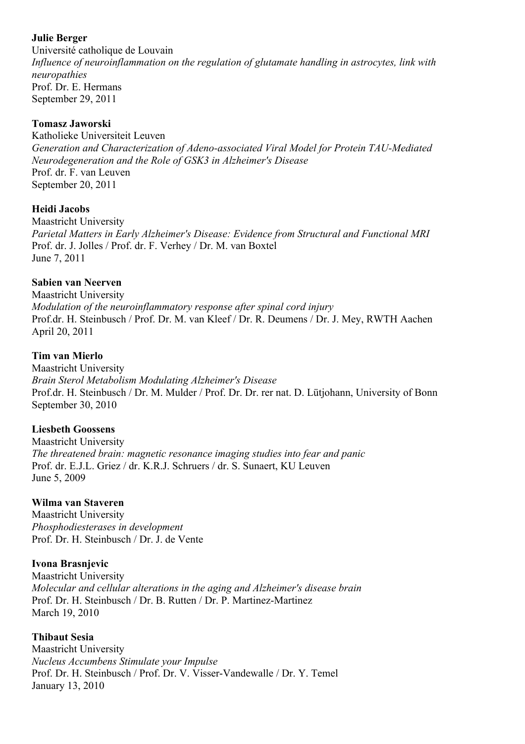**Julie Berger**
Université catholique de Louvain
*Influence of neuroinflammation on the regulation of glutamate handling in astrocytes, link with neuropathies*
Prof. Dr. E. Hermans
September 29, 2011

**Tomasz Jaworski**
Katholieke Universiteit Leuven
*Generation and Characterization of Adeno-associated Viral Model for Protein TAU-Mediated Neurodegeneration and the Role of GSK3 in Alzheimer's Disease*
Prof. dr. F. van Leuven
September 20, 2011

**Heidi Jacobs**
Maastricht University
*Parietal Matters in Early Alzheimer's Disease: Evidence from Structural and Functional MRI*
Prof. dr. J. Jolles / Prof. dr. F. Verhey / Dr. M. van Boxtel
June 7, 2011

**Sabien van Neerven**
Maastricht University
*Modulation of the neuroinflammatory response after spinal cord injury*
Prof.dr. H. Steinbusch / Prof. Dr. M. van Kleef / Dr. R. Deumens / Dr. J. Mey, RWTH Aachen
April 20, 2011

**Tim van Mierlo**
Maastricht University
*Brain Sterol Metabolism Modulating Alzheimer's Disease*
Prof.dr. H. Steinbusch / Dr. M. Mulder / Prof. Dr. Dr. rer nat. D. Lütjohann, University of Bonn
September 30, 2010

**Liesbeth Goossens**
Maastricht University
*The threatened brain: magnetic resonance imaging studies into fear and panic*
Prof. dr. E.J.L. Griez / dr. K.R.J. Schruers / dr. S. Sunaert, KU Leuven
June 5, 2009

**Wilma van Staveren**
Maastricht University
*Phosphodiesterases in development*
Prof. Dr. H. Steinbusch / Dr. J. de Vente

**Ivona Brasnjevic**
Maastricht University
*Molecular and cellular alterations in the aging and Alzheimer's disease brain*
Prof. Dr. H. Steinbusch / Dr. B. Rutten / Dr. P. Martinez-Martinez
March 19, 2010

**Thibaut Sesia**
Maastricht University
*Nucleus Accumbens Stimulate your Impulse*
Prof. Dr. H. Steinbusch / Prof. Dr. V. Visser-Vandewalle / Dr. Y. Temel
January 13, 2010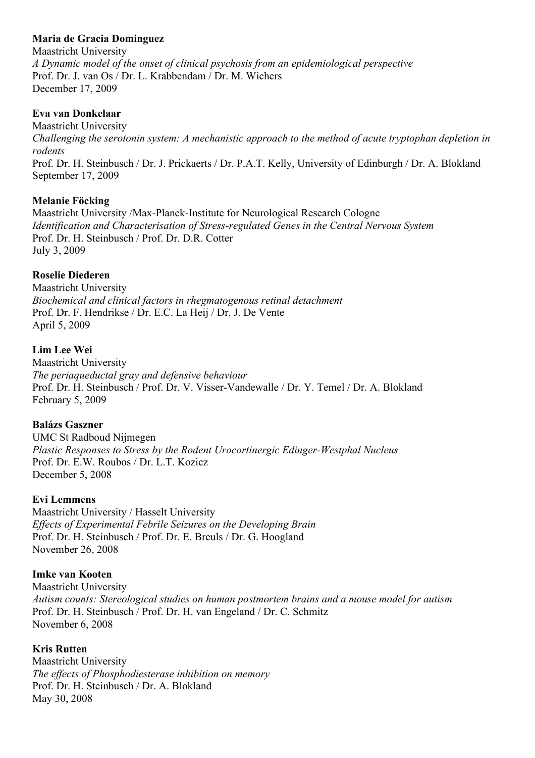**Maria de Gracia Dominguez**
Maastricht University
*A Dynamic model of the onset of clinical psychosis from an epidemiological perspective*
Prof. Dr. J. van Os / Dr. L. Krabbendam / Dr. M. Wichers
December 17, 2009

**Eva van Donkelaar**
Maastricht University
*Challenging the serotonin system: A mechanistic approach to the method of acute tryptophan depletion in rodents*
Prof. Dr. H. Steinbusch / Dr. J. Prickaerts / Dr. P.A.T. Kelly, University of Edinburgh / Dr. A. Blokland
September 17, 2009

**Melanie Föcking**
Maastricht University /Max-Planck-Institute for Neurological Research Cologne
*Identification and Characterisation of Stress-regulated Genes in the Central Nervous System*
Prof. Dr. H. Steinbusch / Prof. Dr. D.R. Cotter
July 3, 2009

**Roselie Diederen**
Maastricht University
*Biochemical and clinical factors in rhegmatogenous retinal detachment*
Prof. Dr. F. Hendrikse / Dr. E.C. La Heij / Dr. J. De Vente
April 5, 2009

**Lim Lee Wei**
Maastricht University
*The periaqueductal gray and defensive behaviour*
Prof. Dr. H. Steinbusch / Prof. Dr. V. Visser-Vandewalle / Dr. Y. Temel / Dr. A. Blokland
February 5, 2009

**Balázs Gaszner**
UMC St Radboud Nijmegen
*Plastic Responses to Stress by the Rodent Urocortinergic Edinger-Westphal Nucleus*
Prof. Dr. E.W. Roubos / Dr. L.T. Kozicz
December 5, 2008

**Evi Lemmens**
Maastricht University / Hasselt University
*Effects of Experimental Febrile Seizures on the Developing Brain*
Prof. Dr. H. Steinbusch / Prof. Dr. E. Breuls / Dr. G. Hoogland
November 26, 2008

**Imke van Kooten**
Maastricht University
*Autism counts: Stereological studies on human postmortem brains and a mouse model for autism*
Prof. Dr. H. Steinbusch / Prof. Dr. H. van Engeland / Dr. C. Schmitz
November 6, 2008

**Kris Rutten**
Maastricht University
*The effects of Phosphodiesterase inhibition on memory*
Prof. Dr. H. Steinbusch / Dr. A. Blokland
May 30, 2008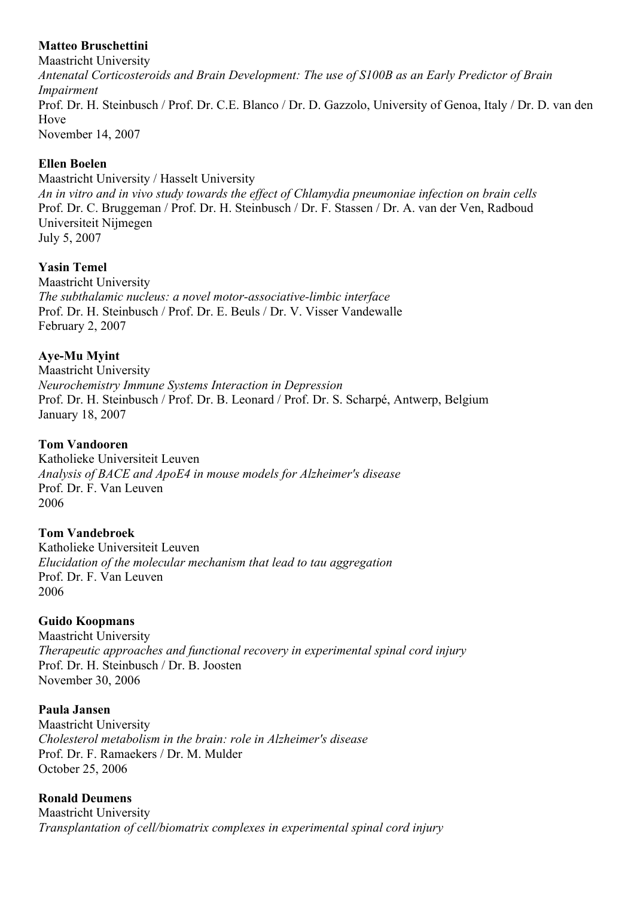**Matteo Bruschettini**
Maastricht University
*Antenatal Corticosteroids and Brain Development: The use of S100B as an Early Predictor of Brain Impairment*
Prof. Dr. H. Steinbusch / Prof. Dr. C.E. Blanco / Dr. D. Gazzolo, University of Genoa, Italy / Dr. D. van den Hove
November 14, 2007

**Ellen Boelen**
Maastricht University / Hasselt University
*An in vitro and in vivo study towards the effect of Chlamydia pneumoniae infection on brain cells*
Prof. Dr. C. Bruggeman / Prof. Dr. H. Steinbusch / Dr. F. Stassen / Dr. A. van der Ven, Radboud Universiteit Nijmegen
July 5, 2007

**Yasin Temel**
Maastricht University
*The subthalamic nucleus: a novel motor-associative-limbic interface*
Prof. Dr. H. Steinbusch / Prof. Dr. E. Beuls / Dr. V. Visser Vandewalle
February 2, 2007

**Aye-Mu Myint**
Maastricht University
*Neurochemistry Immune Systems Interaction in Depression*
Prof. Dr. H. Steinbusch / Prof. Dr. B. Leonard / Prof. Dr. S. Scharpé, Antwerp, Belgium
January 18, 2007

**Tom Vandooren**
Katholieke Universiteit Leuven
*Analysis of BACE and ApoE4 in mouse models for Alzheimer's disease*
Prof. Dr. F. Van Leuven
2006

**Tom Vandebroek**
Katholieke Universiteit Leuven
*Elucidation of the molecular mechanism that lead to tau aggregation*
Prof. Dr. F. Van Leuven
2006

**Guido Koopmans**
Maastricht University
*Therapeutic approaches and functional recovery in experimental spinal cord injury*
Prof. Dr. H. Steinbusch / Dr. B. Joosten
November 30, 2006

**Paula Jansen**
Maastricht University
*Cholesterol metabolism in the brain: role in Alzheimer's disease*
Prof. Dr. F. Ramaekers / Dr. M. Mulder
October 25, 2006

**Ronald Deumens**
Maastricht University
*Transplantation of cell/biomatrix complexes in experimental spinal cord injury*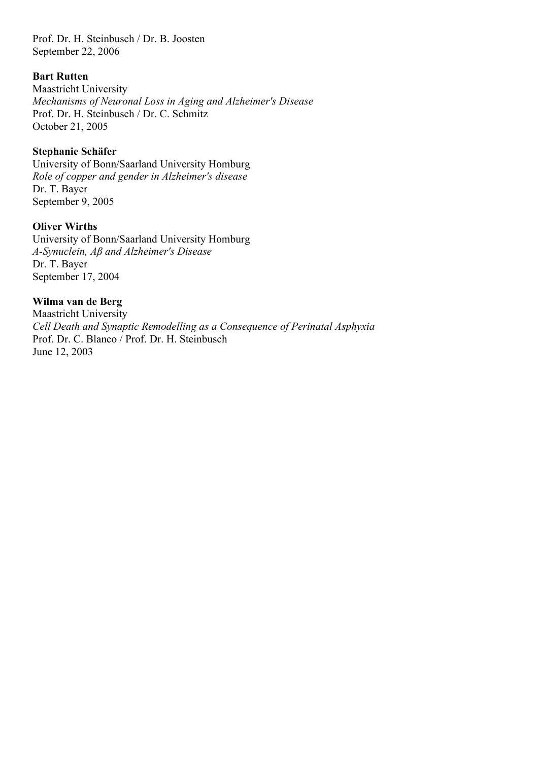Prof. Dr. H. Steinbusch / Dr. B. Joosten
September 22, 2006

**Bart Rutten**
Maastricht University
*Mechanisms of Neuronal Loss in Aging and Alzheimer's Disease*
Prof. Dr. H. Steinbusch / Dr. C. Schmitz
October 21, 2005

**Stephanie Schäfer**
University of Bonn/Saarland University Homburg
*Role of copper and gender in Alzheimer's disease*
Dr. T. Bayer
September 9, 2005

**Oliver Wirths**
University of Bonn/Saarland University Homburg
*A-Synuclein, Aβ and Alzheimer's Disease*
Dr. T. Bayer
September 17, 2004

**Wilma van de Berg**
Maastricht University
*Cell Death and Synaptic Remodelling as a Consequence of Perinatal Asphyxia*
Prof. Dr. C. Blanco / Prof. Dr. H. Steinbusch
June 12, 2003